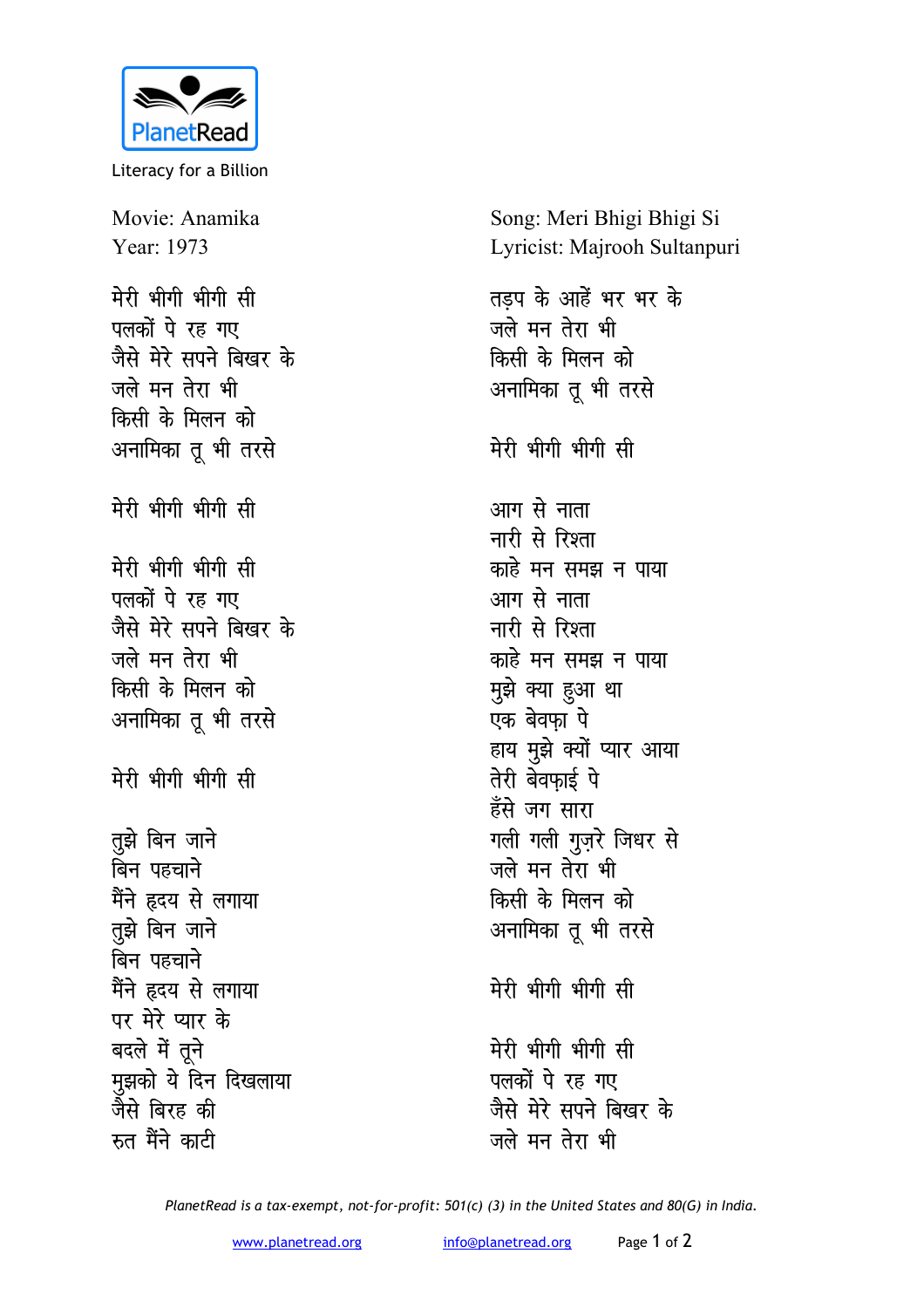PlanetRead

Literacy for a Billion

Movie: Anamika
Year: 1973

Song: Meri Bhigi Bhigi Si
Lyricist: Majrooh Sultanpuri

मेरी भीगी भीगी सी
पलकों पे रह गए
जैसे मेरे सपने बिखर के
जले मन तेरा भी
किसी के मिलन को
अनामिका तू भी तरसे

मेरी भीगी भीगी सी

मेरी भीगी भीगी सी
पलकों पे रह गए
जैसे मेरे सपने बिखर के
जले मन तेरा भी
किसी के मिलन को
अनामिका तू भी तरसे

मेरी भीगी भीगी सी

तुझे बिन जाने
बिन पहचाने
मैंने हृदय से लगाया
तुझे बिन जाने
बिन पहचाने
मैंने हृदय से लगाया
पर मेरे प्यार के
बदले में तूने
मुझको ये दिन दिखलाया
जैसे बिरह की
रुत मैंने काटी
तड़प के आहें भर भर के
जले मन तेरा भी
किसी के मिलन को
अनामिका तू भी तरसे

मेरी भीगी भीगी सी

आग से नाता
नारी से रिश्ता
काहे मन समझ न पाया
आग से नाता
नारी से रिश्ता
काहे मन समझ न पाया
मुझे क्या हुआ था
एक बेवफ़ा पे
हाय मुझे क्यों प्यार आया
तेरी बेवफ़ाई पे
हँसे जग सारा
गली गली गुज़रे जिधर से
जले मन तेरा भी
किसी के मिलन को
अनामिका तू भी तरसे

मेरी भीगी भीगी सी

मेरी भीगी भीगी सी
पलकों पे रह गए
जैसे मेरे सपने बिखर के
जले मन तेरा भी

*PlanetRead is a tax-exempt, not-for-profit: 501(c) (3) in the United States and 80(G) in India.*

www.planetread.org info@planetread.org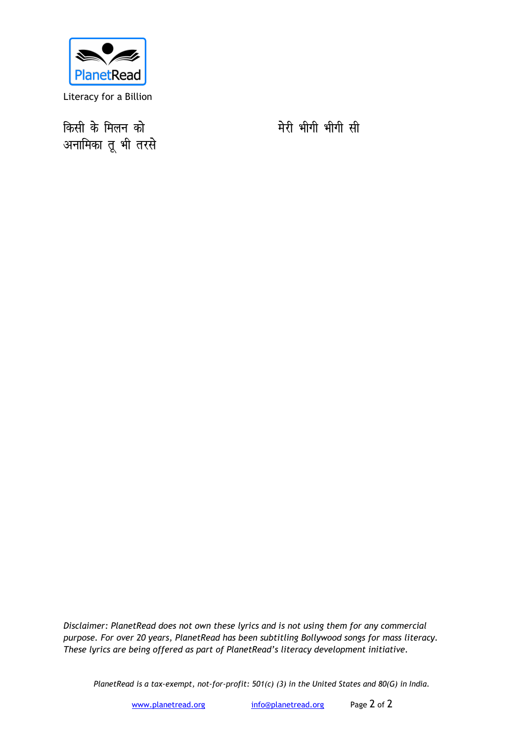Literacy for a Billion

किसी के मिलन को
अनामिका तू भी तरसे

मेरी भीगी भीगी सी

*Disclaimer: PlanetRead does not own these lyrics and is not using them for any commercial purpose. For over 20 years, PlanetRead has been subtitling Bollywood songs for mass literacy. These lyrics are being offered as part of PlanetRead's literacy development initiative.*

*PlanetRead is a tax-exempt, not-for-profit: 501(c) (3) in the United States and 80(G) in India.*

www.planetread.org info@planetread.org